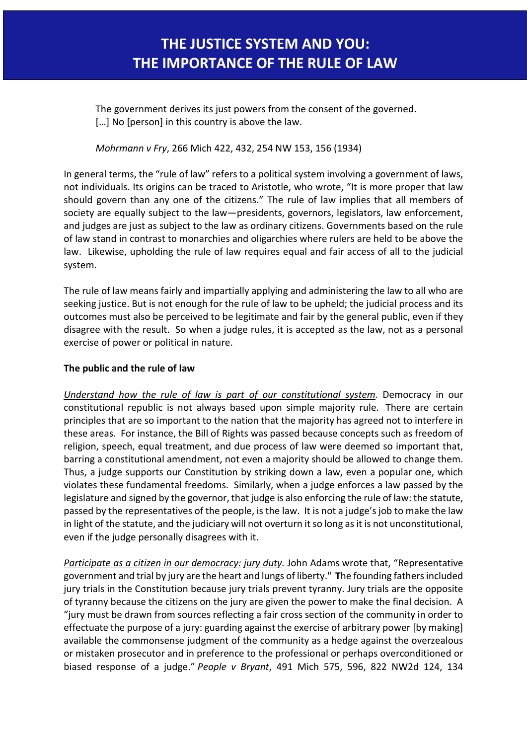# THE JUSTICE SYSTEM AND YOU: THE IMPORTANCE OF THE RULE OF LAW

> The government derives its just powers from the consent of the governed. […] No [person] in this country is above the law.
>
> *Mohrmann v Fry*, 266 Mich 422, 432, 254 NW 153, 156 (1934)

In general terms, the "rule of law" refers to a political system involving a government of laws, not individuals. Its origins can be traced to Aristotle, who wrote, "It is more proper that law should govern than any one of the citizens." The rule of law implies that all members of society are equally subject to the law—presidents, governors, legislators, law enforcement, and judges are just as subject to the law as ordinary citizens. Governments based on the rule of law stand in contrast to monarchies and oligarchies where rulers are held to be above the law. Likewise, upholding the rule of law requires equal and fair access of all to the judicial system.

The rule of law means fairly and impartially applying and administering the law to all who are seeking justice. But is not enough for the rule of law to be upheld; the judicial process and its outcomes must also be perceived to be legitimate and fair by the general public, even if they disagree with the result. So when a judge rules, it is accepted as the law, not as a personal exercise of power or political in nature.

**The public and the rule of law**

*Understand how the rule of law is part of our constitutional system.* Democracy in our constitutional republic is not always based upon simple majority rule. There are certain principles that are so important to the nation that the majority has agreed not to interfere in these areas. For instance, the Bill of Rights was passed because concepts such as freedom of religion, speech, equal treatment, and due process of law were deemed so important that, barring a constitutional amendment, not even a majority should be allowed to change them. Thus, a judge supports our Constitution by striking down a law, even a popular one, which violates these fundamental freedoms. Similarly, when a judge enforces a law passed by the legislature and signed by the governor, that judge is also enforcing the rule of law: the statute, passed by the representatives of the people, is the law. It is not a judge's job to make the law in light of the statute, and the judiciary will not overturn it so long as it is not unconstitutional, even if the judge personally disagrees with it.

*Participate as a citizen in our democracy: jury duty.* John Adams wrote that, "Representative government and trial by jury are the heart and lungs of liberty." **T**he founding fathers included jury trials in the Constitution because jury trials prevent tyranny. Jury trials are the opposite of tyranny because the citizens on the jury are given the power to make the final decision. A "jury must be drawn from sources reflecting a fair cross section of the community in order to effectuate the purpose of a jury: guarding against the exercise of arbitrary power [by making] available the commonsense judgment of the community as a hedge against the overzealous or mistaken prosecutor and in preference to the professional or perhaps overconditioned or biased response of a judge." *People v Bryant*, 491 Mich 575, 596, 822 NW2d 124, 134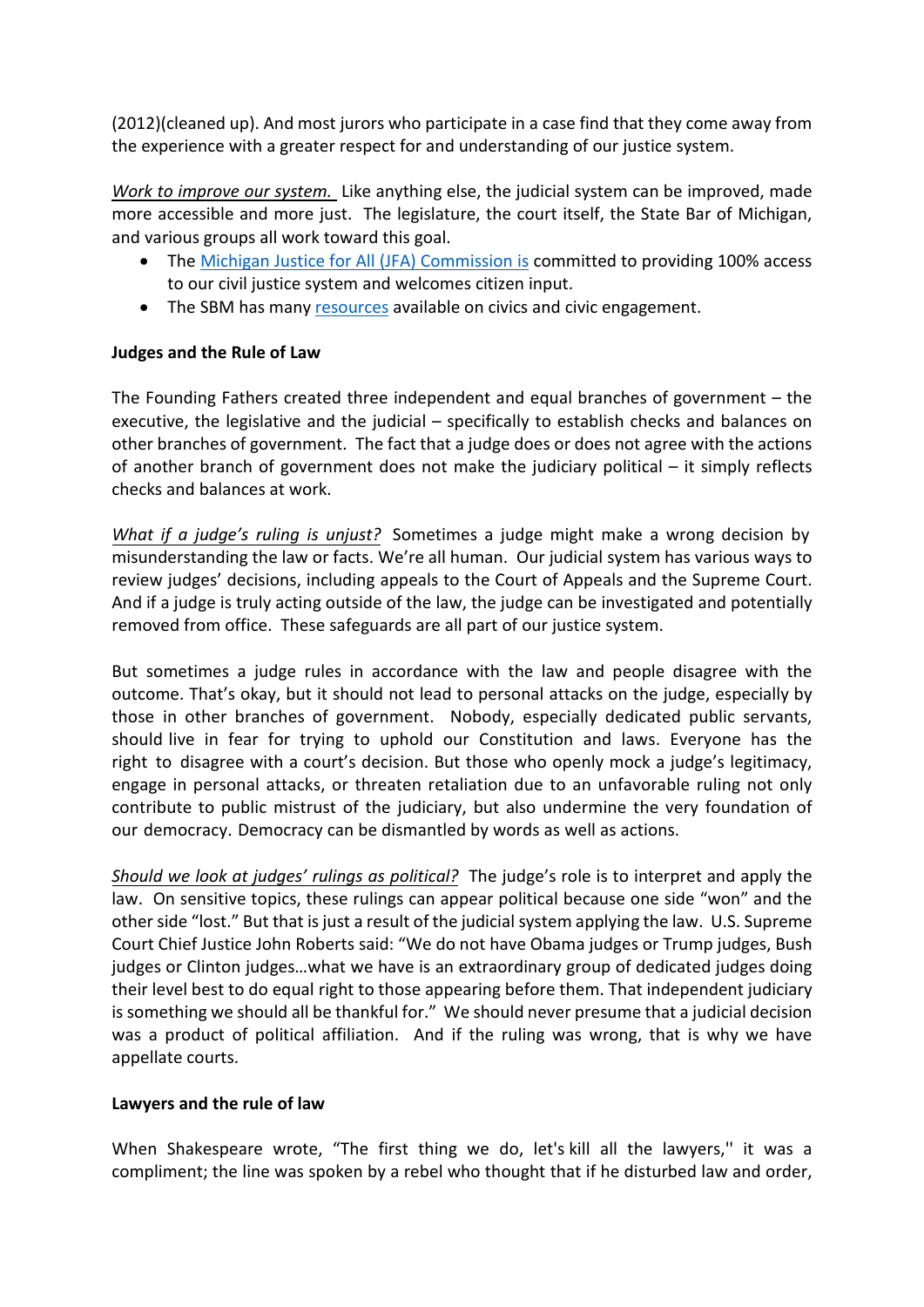(2012)(cleaned up). And most jurors who participate in a case find that they come away from the experience with a greater respect for and understanding of our justice system.

*Work to improve our system.* Like anything else, the judicial system can be improved, made more accessible and more just. The legislature, the court itself, the State Bar of Michigan, and various groups all work toward this goal.

- The Michigan Justice for All (JFA) Commission is committed to providing 100% access to our civil justice system and welcomes citizen input.
- The SBM has many resources available on civics and civic engagement.

**Judges and the Rule of Law**

The Founding Fathers created three independent and equal branches of government – the executive, the legislative and the judicial – specifically to establish checks and balances on other branches of government. The fact that a judge does or does not agree with the actions of another branch of government does not make the judiciary political – it simply reflects checks and balances at work.

*What if a judge's ruling is unjust?* Sometimes a judge might make a wrong decision by misunderstanding the law or facts. We're all human. Our judicial system has various ways to review judges' decisions, including appeals to the Court of Appeals and the Supreme Court. And if a judge is truly acting outside of the law, the judge can be investigated and potentially removed from office. These safeguards are all part of our justice system.

But sometimes a judge rules in accordance with the law and people disagree with the outcome. That's okay, but it should not lead to personal attacks on the judge, especially by those in other branches of government. Nobody, especially dedicated public servants, should live in fear for trying to uphold our Constitution and laws. Everyone has the right to disagree with a court's decision. But those who openly mock a judge's legitimacy, engage in personal attacks, or threaten retaliation due to an unfavorable ruling not only contribute to public mistrust of the judiciary, but also undermine the very foundation of our democracy. Democracy can be dismantled by words as well as actions.

*Should we look at judges' rulings as political?* The judge's role is to interpret and apply the law. On sensitive topics, these rulings can appear political because one side "won" and the other side "lost." But that is just a result of the judicial system applying the law. U.S. Supreme Court Chief Justice John Roberts said: "We do not have Obama judges or Trump judges, Bush judges or Clinton judges…what we have is an extraordinary group of dedicated judges doing their level best to do equal right to those appearing before them. That independent judiciary is something we should all be thankful for." We should never presume that a judicial decision was a product of political affiliation. And if the ruling was wrong, that is why we have appellate courts.

**Lawyers and the rule of law**

When Shakespeare wrote, "The first thing we do, let's kill all the lawyers,'' it was a compliment; the line was spoken by a rebel who thought that if he disturbed law and order,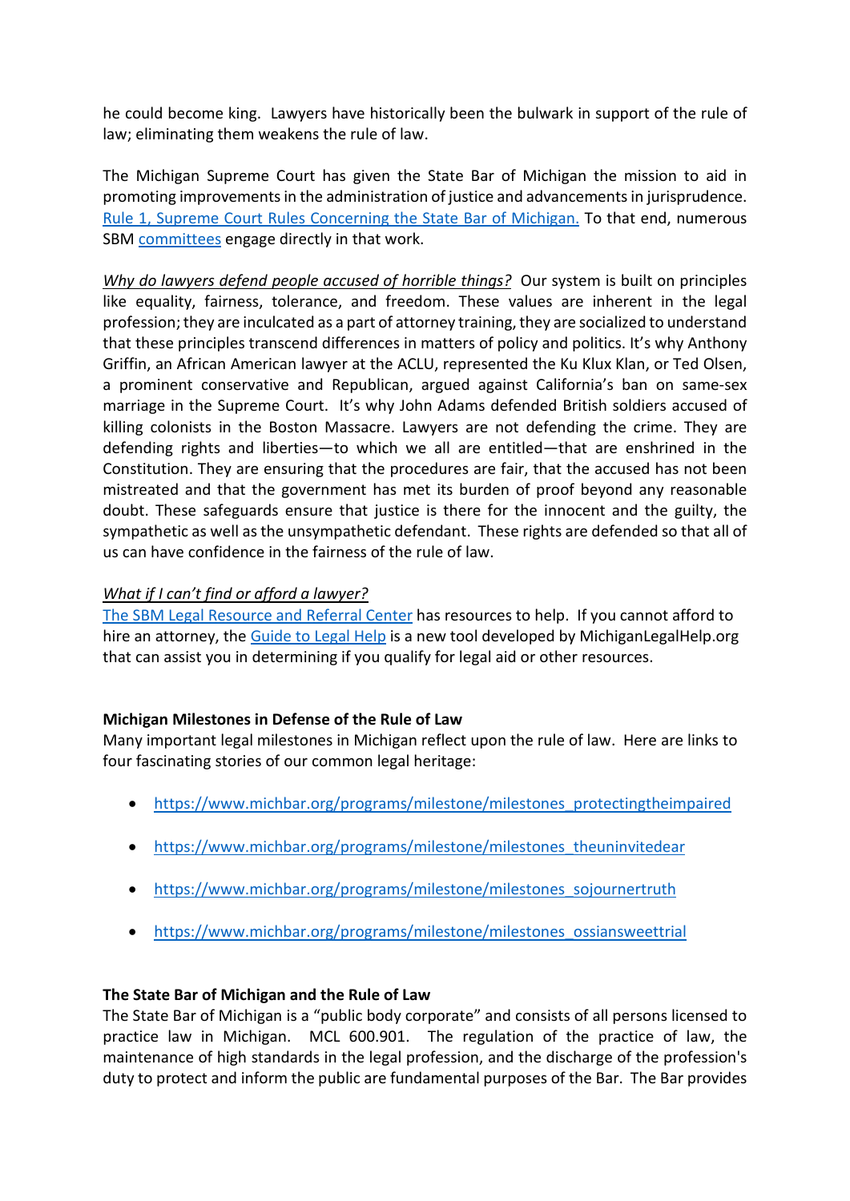he could become king. Lawyers have historically been the bulwark in support of the rule of law; eliminating them weakens the rule of law.

The Michigan Supreme Court has given the State Bar of Michigan the mission to aid in promoting improvements in the administration of justice and advancements in jurisprudence. [Rule 1, Supreme Court Rules Concerning the State Bar of Michigan.](#) To that end, numerous SBM [committees](#) engage directly in that work.

*Why do lawyers defend people accused of horrible things?* Our system is built on principles like equality, fairness, tolerance, and freedom. These values are inherent in the legal profession; they are inculcated as a part of attorney training, they are socialized to understand that these principles transcend differences in matters of policy and politics. It's why Anthony Griffin, an African American lawyer at the ACLU, represented the Ku Klux Klan, or Ted Olsen, a prominent conservative and Republican, argued against California's ban on same-sex marriage in the Supreme Court. It's why John Adams defended British soldiers accused of killing colonists in the Boston Massacre. Lawyers are not defending the crime. They are defending rights and liberties—to which we all are entitled—that are enshrined in the Constitution. They are ensuring that the procedures are fair, that the accused has not been mistreated and that the government has met its burden of proof beyond any reasonable doubt. These safeguards ensure that justice is there for the innocent and the guilty, the sympathetic as well as the unsympathetic defendant. These rights are defended so that all of us can have confidence in the fairness of the rule of law.

*What if I can't find or afford a lawyer?*
[The SBM Legal Resource and Referral Center](#) has resources to help. If you cannot afford to hire an attorney, the [Guide to Legal Help](#) is a new tool developed by MichiganLegalHelp.org that can assist you in determining if you qualify for legal aid or other resources.

**Michigan Milestones in Defense of the Rule of Law**
Many important legal milestones in Michigan reflect upon the rule of law. Here are links to four fascinating stories of our common legal heritage:

- https://www.michbar.org/programs/milestone/milestones_protectingtheimpaired
- https://www.michbar.org/programs/milestone/milestones_theuninvitedear
- https://www.michbar.org/programs/milestone/milestones_sojournertruth
- https://www.michbar.org/programs/milestone/milestones_ossiansweettrial

**The State Bar of Michigan and the Rule of Law**
The State Bar of Michigan is a "public body corporate" and consists of all persons licensed to practice law in Michigan. MCL 600.901. The regulation of the practice of law, the maintenance of high standards in the legal profession, and the discharge of the profession's duty to protect and inform the public are fundamental purposes of the Bar. The Bar provides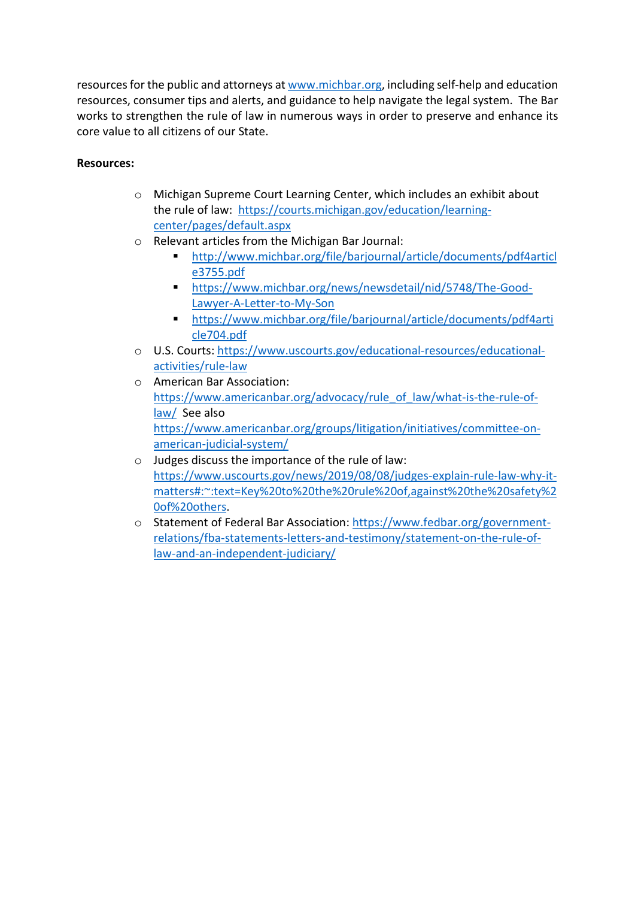resources for the public and attorneys at www.michbar.org, including self-help and education resources, consumer tips and alerts, and guidance to help navigate the legal system. The Bar works to strengthen the rule of law in numerous ways in order to preserve and enhance its core value to all citizens of our State.

**Resources:**

- Michigan Supreme Court Learning Center, which includes an exhibit about the rule of law: https://courts.michigan.gov/education/learning-center/pages/default.aspx
- Relevant articles from the Michigan Bar Journal:
  - http://www.michbar.org/file/barjournal/article/documents/pdf4article3755.pdf
  - https://www.michbar.org/news/newsdetail/nid/5748/The-Good-Lawyer-A-Letter-to-My-Son
  - https://www.michbar.org/file/barjournal/article/documents/pdf4article704.pdf
- U.S. Courts: https://www.uscourts.gov/educational-resources/educational-activities/rule-law
- American Bar Association: https://www.americanbar.org/advocacy/rule_of_law/what-is-the-rule-of-law/ See also https://www.americanbar.org/groups/litigation/initiatives/committee-on-american-judicial-system/
- Judges discuss the importance of the rule of law: https://www.uscourts.gov/news/2019/08/08/judges-explain-rule-law-why-it-matters#:~:text=Key%20to%20the%20rule%20of,against%20the%20safety%20of%20others.
- Statement of Federal Bar Association: https://www.fedbar.org/government-relations/fba-statements-letters-and-testimony/statement-on-the-rule-of-law-and-an-independent-judiciary/